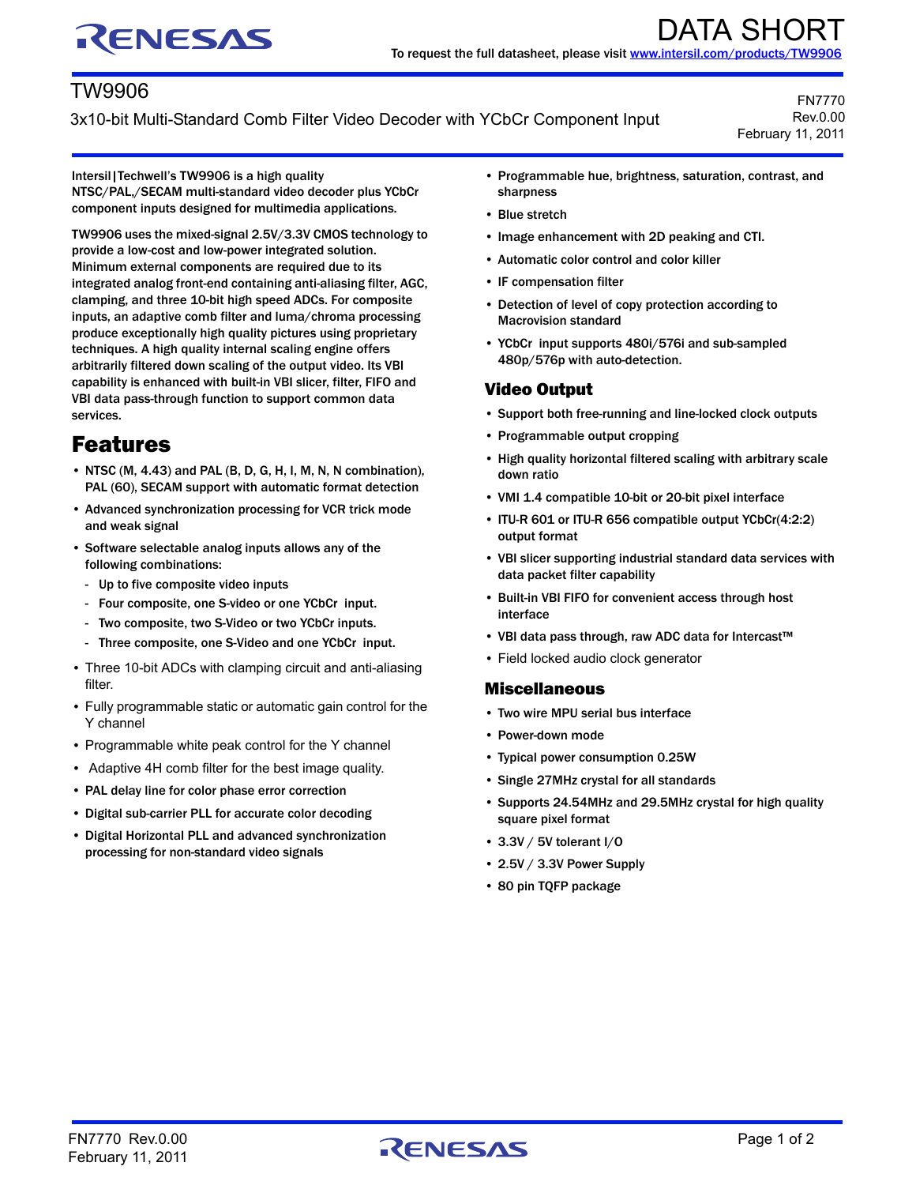DATA SHORT

To request the full datasheet, please visit www.intersil.com/products/TW9906

# TW9906

3x10-bit Multi-Standard Comb Filter Video Decoder with YCbCr Component Input

FN7770
Rev.0.00
February 11, 2011

Intersil|Techwell's TW9906 is a high quality NTSC/PAL,/SECAM multi-standard video decoder plus YCbCr component inputs designed for multimedia applications.

TW9906 uses the mixed-signal 2.5V/3.3V CMOS technology to provide a low-cost and low-power integrated solution. Minimum external components are required due to its integrated analog front-end containing anti-aliasing filter, AGC, clamping, and three 10-bit high speed ADCs. For composite inputs, an adaptive comb filter and luma/chroma processing produce exceptionally high quality pictures using proprietary techniques. A high quality internal scaling engine offers arbitrarily filtered down scaling of the output video. Its VBI capability is enhanced with built-in VBI slicer, filter, FIFO and VBI data pass-through function to support common data services.

## Features

- NTSC (M, 4.43) and PAL (B, D, G, H, I, M, N, N combination), PAL (60), SECAM support with automatic format detection
- Advanced synchronization processing for VCR trick mode and weak signal
- Software selectable analog inputs allows any of the following combinations:
  - Up to five composite video inputs
  - Four composite, one S-video or one YCbCr input.
  - Two composite, two S-Video or two YCbCr inputs.
  - Three composite, one S-Video and one YCbCr input.
- Three 10-bit ADCs with clamping circuit and anti-aliasing filter.
- Fully programmable static or automatic gain control for the Y channel
- Programmable white peak control for the Y channel
- Adaptive 4H comb filter for the best image quality.
- PAL delay line for color phase error correction
- Digital sub-carrier PLL for accurate color decoding
- Digital Horizontal PLL and advanced synchronization processing for non-standard video signals
- Programmable hue, brightness, saturation, contrast, and sharpness
- Blue stretch
- Image enhancement with 2D peaking and CTI.
- Automatic color control and color killer
- IF compensation filter
- Detection of level of copy protection according to Macrovision standard
- YCbCr input supports 480i/576i and sub-sampled 480p/576p with auto-detection.

### Video Output

- Support both free-running and line-locked clock outputs
- Programmable output cropping
- High quality horizontal filtered scaling with arbitrary scale down ratio
- VMI 1.4 compatible 10-bit or 20-bit pixel interface
- ITU-R 601 or ITU-R 656 compatible output YCbCr(4:2:2) output format
- VBI slicer supporting industrial standard data services with data packet filter capability
- Built-in VBI FIFO for convenient access through host interface
- VBI data pass through, raw ADC data for Intercast™
- Field locked audio clock generator

### Miscellaneous

- Two wire MPU serial bus interface
- Power-down mode
- Typical power consumption 0.25W
- Single 27MHz crystal for all standards
- Supports 24.54MHz and 29.5MHz crystal for high quality square pixel format
- 3.3V / 5V tolerant I/O
- 2.5V / 3.3V Power Supply
- 80 pin TQFP package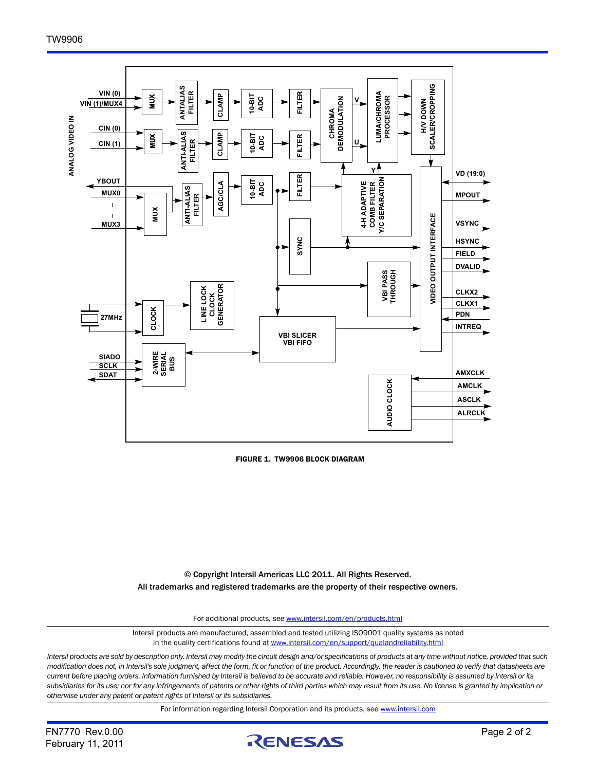ANALOG VIDEO IN

VIN (0)
VIN (1)/MUX4
CIN (0)
CIN (1)
YBOUT
MUX0
MUX3
27MHz
SIADO
SCLK
SDAT

MUX
ANTALIAS FILTER
CLAMP
10-BIT ADC
FILTER
CHROMA DEMODULATION
V
U
LUMA/CHROMA PROCESSOR
H/V DOWN SCALER/CROPPING
MUX
ANTI-ALIAS FILTER
CLAMP
10-BIT ADC
FILTER
Y
MUX
ANTI-ALIAS FILTER
AGC/CLA
10-BIT ADC
FILTER
4-H ADAPTIVE COMB FILTER Y/C SEPARATION
SYNC
VBI PASS THROUGH
VIDEO OUTPUT INTERFACE
LINE LOCK CLOCK GENERATOR
CLOCK
VBI SLICER VBI FIFO
2-WIRE SERIAL BUS
AUDIO CLOCK

VD (19:0)
MPOUT
VSYNC
HSYNC
FIELD
DVALID
CLKX2
CLKX1
PDN
INTREQ
AMXCLK
AMCLK
ASCLK
ALRCLK

**FIGURE 1. TW9906 BLOCK DIAGRAM**

© Copyright Intersil Americas LLC 2011. All Rights Reserved.
All trademarks and registered trademarks are the property of their respective owners.

For additional products, see www.intersil.com/en/products.html

Intersil products are manufactured, assembled and tested utilizing ISO9001 quality systems as noted in the quality certifications found at www.intersil.com/en/support/qualandreliability.html

*Intersil products are sold by description only. Intersil may modify the circuit design and/or specifications of products at any time without notice, provided that such modification does not, in Intersil's sole judgment, affect the form, fit or function of the product. Accordingly, the reader is cautioned to verify that datasheets are current before placing orders. Information furnished by Intersil is believed to be accurate and reliable. However, no responsibility is assumed by Intersil or its subsidiaries for its use; nor for any infringements of patents or other rights of third parties which may result from its use. No license is granted by implication or otherwise under any patent or patent rights of Intersil or its subsidiaries.*

For information regarding Intersil Corporation and its products, see www.intersil.com

FN7770 Rev.0.00
February 11, 2011